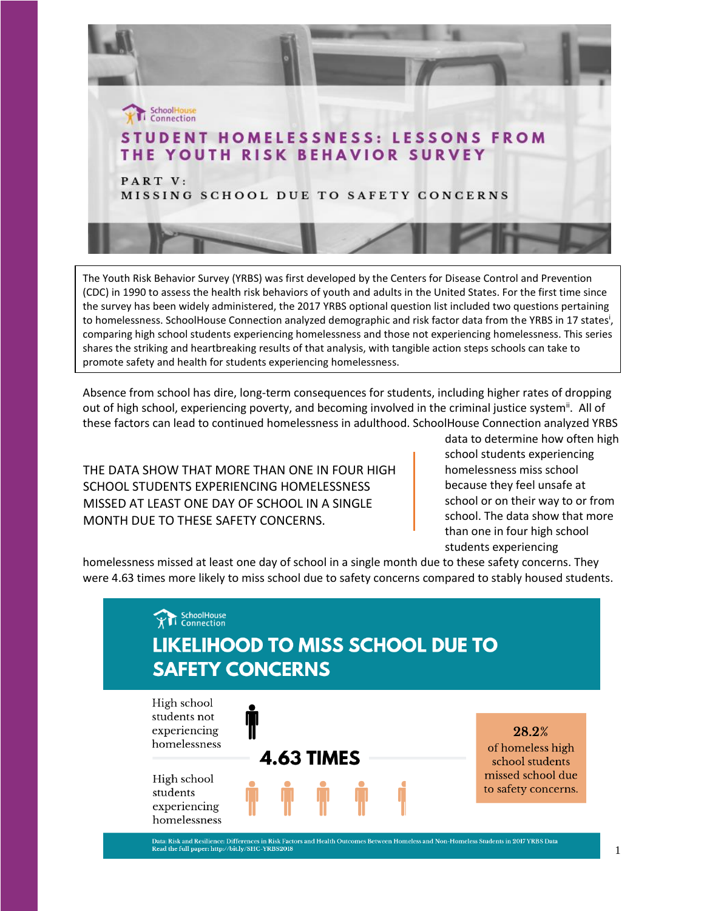SchoolHouse Connection

# STUDENT HOMELESSNESS: LESSONS FROM THE YOUTH RISK BEHAVIOR SURVEY

## PART V: MISSING SCHOOL DUE TO SAFETY CONCERNS

The Youth Risk Behavior Survey (YRBS) was first developed by the Centers for Disease Control and Prevention (CDC) in 1990 to assess the health risk behaviors of youth and adults in the United States. For the first time since the survey has been widely administered, the 2017 YRBS optional question list included two questions pertaining to homelessness. SchoolHouse Connection analyzed demographic and risk factor data from the YRBS in 17 states[i], comparing high school students experiencing homelessness and those not experiencing homelessness. This series shares the striking and heartbreaking results of that analysis, with tangible action steps schools can take to promote safety and health for students experiencing homelessness.

Absence from school has dire, long-term consequences for students, including higher rates of dropping out of high school, experiencing poverty, and becoming involved in the criminal justice system[ii]. All of these factors can lead to continued homelessness in adulthood. SchoolHouse Connection analyzed YRBS data to determine how often high school students experiencing homelessness miss school because they feel unsafe at school or on their way to or from school. The data show that more than one in four high school students experiencing homelessness missed at least one day of school in a single month due to these safety concerns. They were 4.63 times more likely to miss school due to safety concerns compared to stably housed students.

> THE DATA SHOW THAT MORE THAN ONE IN FOUR HIGH SCHOOL STUDENTS EXPERIENCING HOMELESSNESS MISSED AT LEAST ONE DAY OF SCHOOL IN A SINGLE MONTH DUE TO THESE SAFETY CONCERNS.

SchoolHouse Connection

### LIKELIHOOD TO MISS SCHOOL DUE TO SAFETY CONCERNS

High school students not experiencing homelessness

**4.63 TIMES**

High school students experiencing homelessness

**28.2%** of homeless high school students missed school due to safety concerns.

Data: Risk and Resilience: Differences in Risk Factors and Health Outcomes Between Homeless and Non-Homeless Students in 2017 YRBS Data
Read the full paper: http://bit.ly/SHC-YRBS2018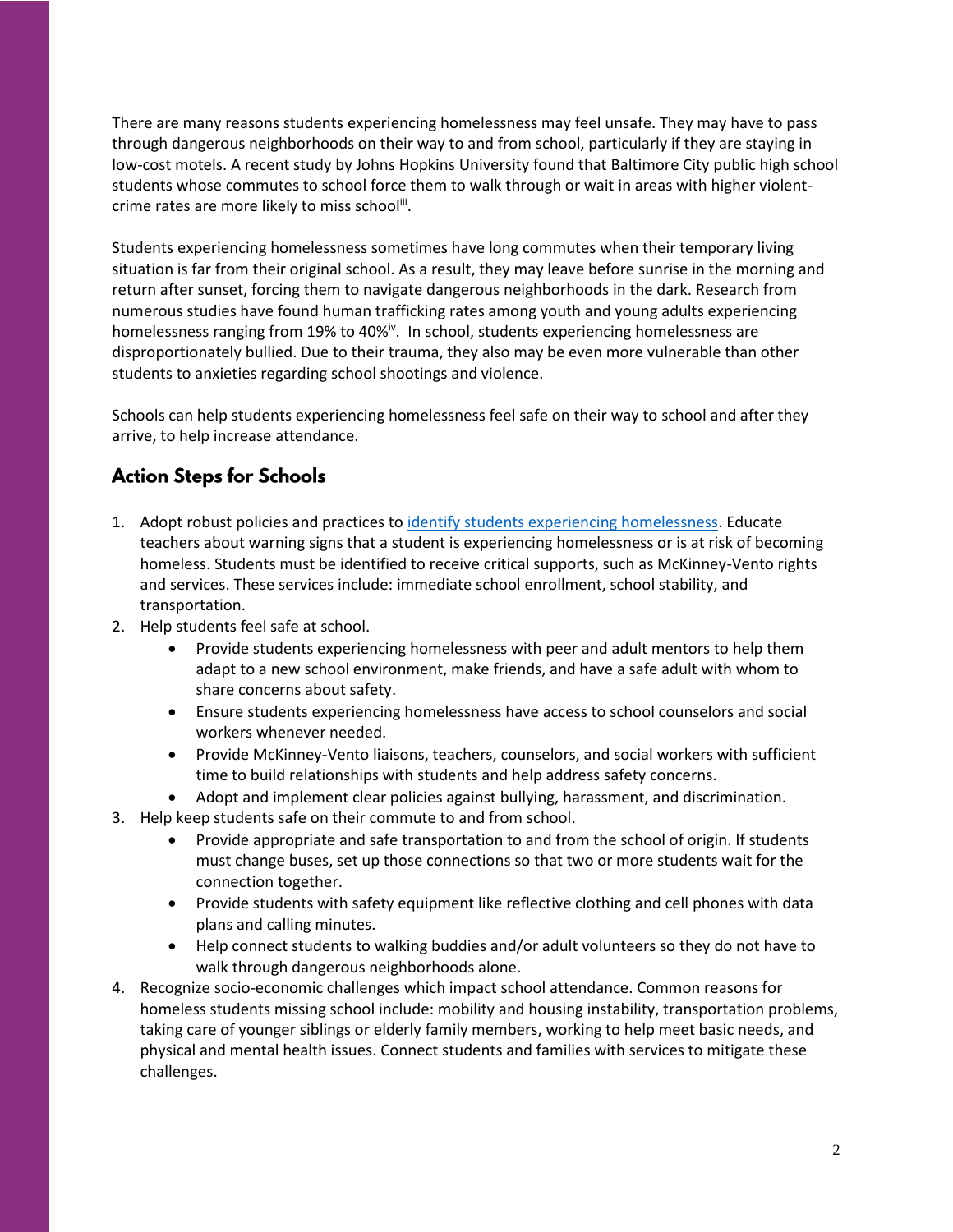There are many reasons students experiencing homelessness may feel unsafe. They may have to pass through dangerous neighborhoods on their way to and from school, particularly if they are staying in low-cost motels. A recent study by Johns Hopkins University found that Baltimore City public high school students whose commutes to school force them to walk through or wait in areas with higher violent-crime rates are more likely to miss school[iii].

Students experiencing homelessness sometimes have long commutes when their temporary living situation is far from their original school. As a result, they may leave before sunrise in the morning and return after sunset, forcing them to navigate dangerous neighborhoods in the dark. Research from numerous studies have found human trafficking rates among youth and young adults experiencing homelessness ranging from 19% to 40%[iv]. In school, students experiencing homelessness are disproportionately bullied. Due to their trauma, they also may be even more vulnerable than other students to anxieties regarding school shootings and violence.

Schools can help students experiencing homelessness feel safe on their way to school and after they arrive, to help increase attendance.

## Action Steps for Schools

1. Adopt robust policies and practices to identify students experiencing homelessness. Educate teachers about warning signs that a student is experiencing homelessness or is at risk of becoming homeless. Students must be identified to receive critical supports, such as McKinney-Vento rights and services. These services include: immediate school enrollment, school stability, and transportation.
2. Help students feel safe at school.
   - Provide students experiencing homelessness with peer and adult mentors to help them adapt to a new school environment, make friends, and have a safe adult with whom to share concerns about safety.
   - Ensure students experiencing homelessness have access to school counselors and social workers whenever needed.
   - Provide McKinney-Vento liaisons, teachers, counselors, and social workers with sufficient time to build relationships with students and help address safety concerns.
   - Adopt and implement clear policies against bullying, harassment, and discrimination.
3. Help keep students safe on their commute to and from school.
   - Provide appropriate and safe transportation to and from the school of origin. If students must change buses, set up those connections so that two or more students wait for the connection together.
   - Provide students with safety equipment like reflective clothing and cell phones with data plans and calling minutes.
   - Help connect students to walking buddies and/or adult volunteers so they do not have to walk through dangerous neighborhoods alone.
4. Recognize socio-economic challenges which impact school attendance. Common reasons for homeless students missing school include: mobility and housing instability, transportation problems, taking care of younger siblings or elderly family members, working to help meet basic needs, and physical and mental health issues. Connect students and families with services to mitigate these challenges.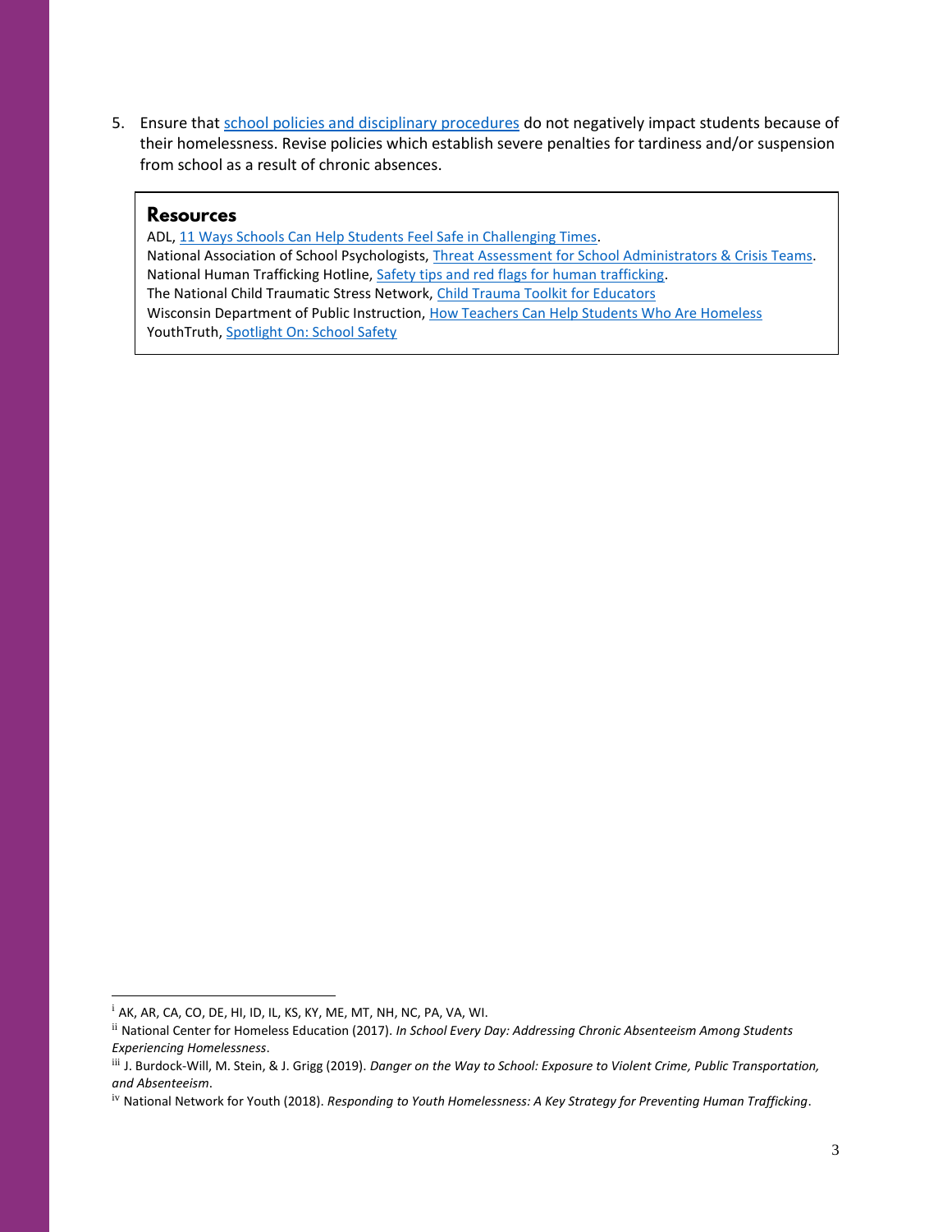5. Ensure that school policies and disciplinary procedures do not negatively impact students because of their homelessness. Revise policies which establish severe penalties for tardiness and/or suspension from school as a result of chronic absences.

## Resources

ADL, 11 Ways Schools Can Help Students Feel Safe in Challenging Times.
National Association of School Psychologists, Threat Assessment for School Administrators & Crisis Teams.
National Human Trafficking Hotline, Safety tips and red flags for human trafficking.
The National Child Traumatic Stress Network, Child Trauma Toolkit for Educators
Wisconsin Department of Public Instruction, How Teachers Can Help Students Who Are Homeless
YouthTruth, Spotlight On: School Safety

---

[i] AK, AR, CA, CO, DE, HI, ID, IL, KS, KY, ME, MT, NH, NC, PA, VA, WI.

[ii] National Center for Homeless Education (2017). *In School Every Day: Addressing Chronic Absenteeism Among Students Experiencing Homelessness*.

[iii] J. Burdock-Will, M. Stein, & J. Grigg (2019). *Danger on the Way to School: Exposure to Violent Crime, Public Transportation, and Absenteeism*.

[iv] National Network for Youth (2018). *Responding to Youth Homelessness: A Key Strategy for Preventing Human Trafficking*.